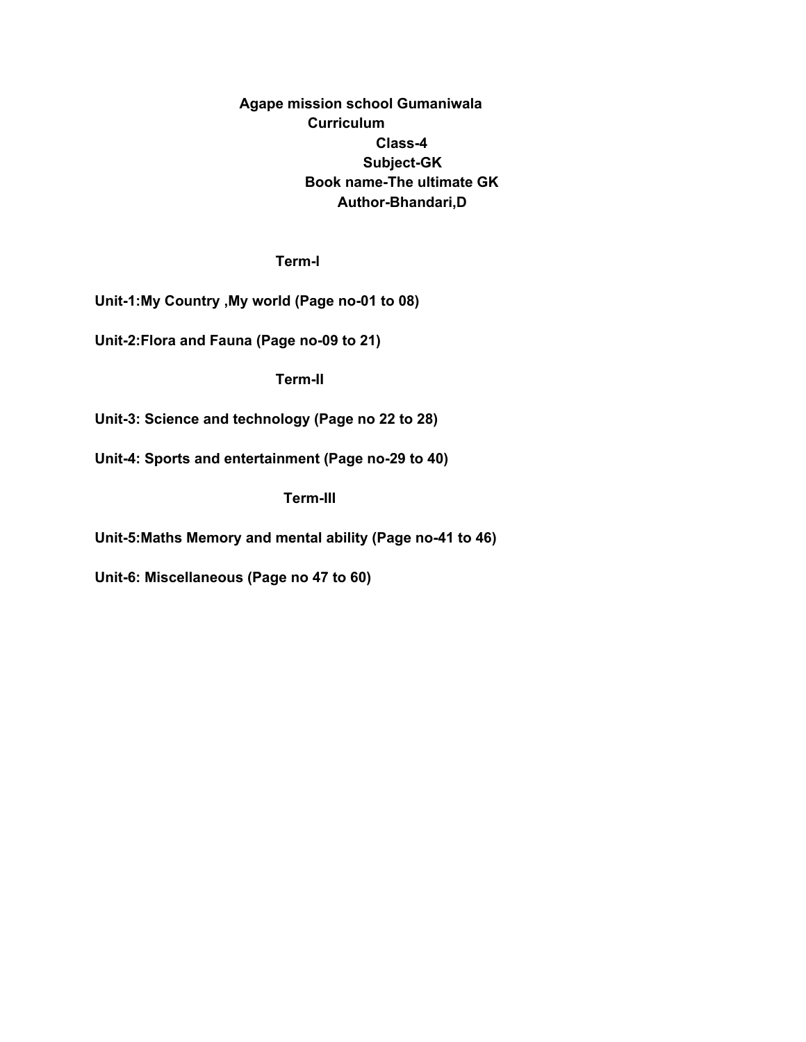**Agape mission school Gumaniwala**

**Curriculum**

**Class-4**

**Subject-GK**

**Book name-The ultimate GK**

**Author-Bhandari,D**

## Term-I

**Unit-1:My Country ,My world (Page no-01 to 08)**

**Unit-2:Flora and Fauna (Page no-09 to 21)**

## Term-II

**Unit-3: Science and technology (Page no 22 to 28)**

**Unit-4: Sports and entertainment (Page no-29 to 40)**

## Term-III

**Unit-5:Maths Memory and mental ability (Page no-41 to 46)**

**Unit-6: Miscellaneous (Page no 47 to 60)**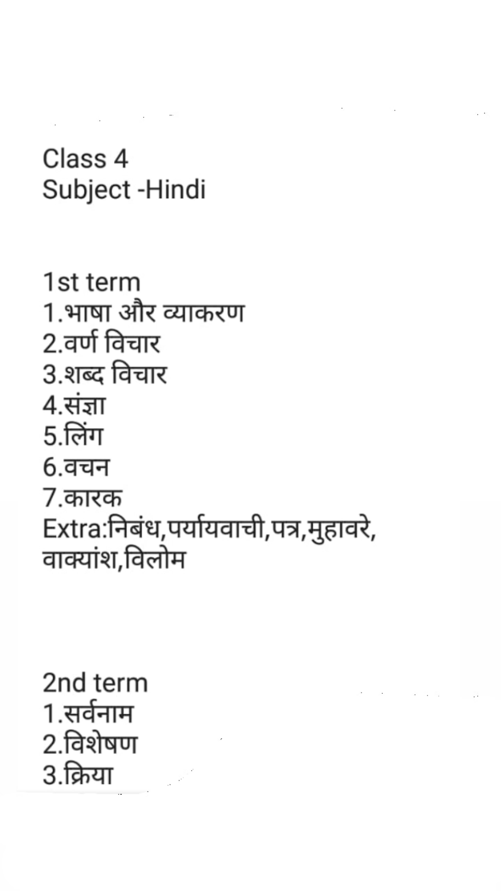Class 4
Subject -Hindi

1st term
1.भाषा और व्याकरण
2.वर्ण विचार
3.शब्द विचार
4.संज्ञा
5.लिंग
6.वचन
7.कारक
Extra:निबंध,पर्यायवाची,पत्र,मुहावरे,
वाक्यांश,विलोम

2nd term
1.सर्वनाम
2.विशेषण
3.क्रिया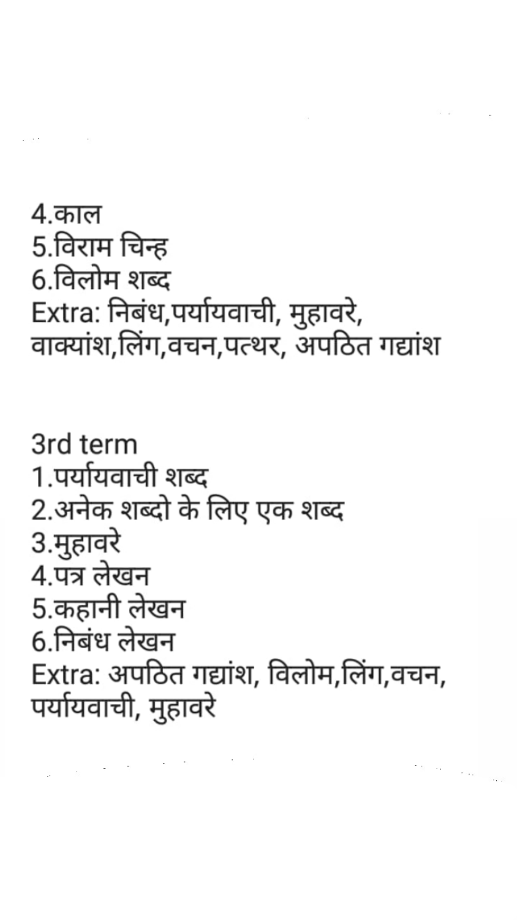4.काल
5.विराम चिन्ह
6.विलोम शब्द
Extra: निबंध,पर्यायवाची, मुहावरे, वाक्यांश,लिंग,वचन,पत्थर, अपठित गद्यांश

3rd term
1.पर्यायवाची शब्द
2.अनेक शब्दो के लिए एक शब्द
3.मुहावरे
4.पत्र लेखन
5.कहानी लेखन
6.निबंध लेखन
Extra: अपठित गद्यांश, विलोम,लिंग,वचन, पर्यायवाची, मुहावरे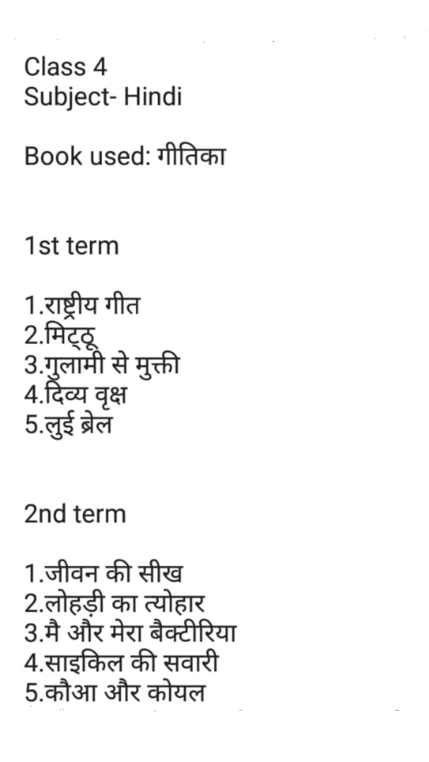Class 4
Subject- Hindi

Book used: गीतिका

1st term

1.राष्ट्रीय गीत
2.मिट्ठू
3.गुलामी से मुक्ती
4.दिव्य वृक्ष
5.लुई ब्रेल

2nd term

1.जीवन की सीख
2.लोहड़ी का त्योहार
3.मै और मेरा बैक्टीरिया
4.साइकिल की सवारी
5.कौआ और कोयल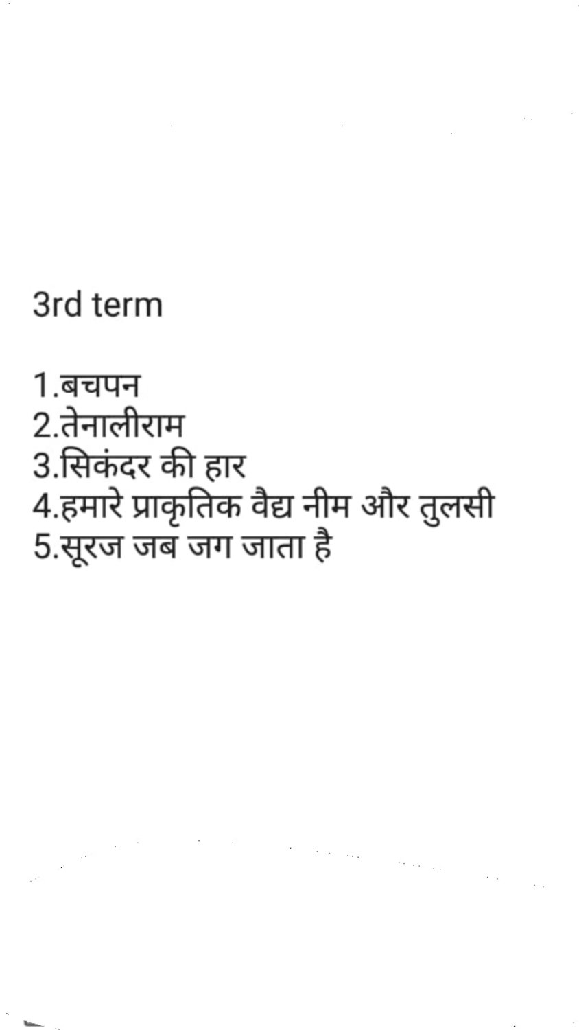3rd term

1.बचपन
2.तेनालीराम
3.सिकंदर की हार
4.हमारे प्राकृतिक वैद्य नीम और तुलसी
5.सूरज जब जग जाता है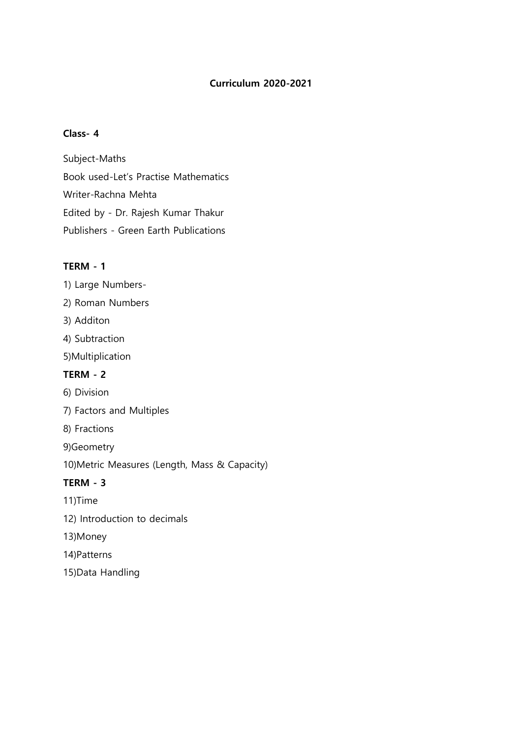# Curriculum 2020-2021

## Class- 4

Subject-Maths

Book used-Let's Practise Mathematics

Writer-Rachna Mehta

Edited by - Dr. Rajesh Kumar Thakur

Publishers - Green Earth Publications

### TERM - 1

1) Large Numbers-
2) Roman Numbers
3) Additon
4) Subtraction
5)Multiplication

### TERM - 2

6) Division
7) Factors and Multiples
8) Fractions
9)Geometry
10)Metric Measures (Length, Mass & Capacity)

### TERM - 3

11)Time
12) Introduction to decimals
13)Money
14)Patterns
15)Data Handling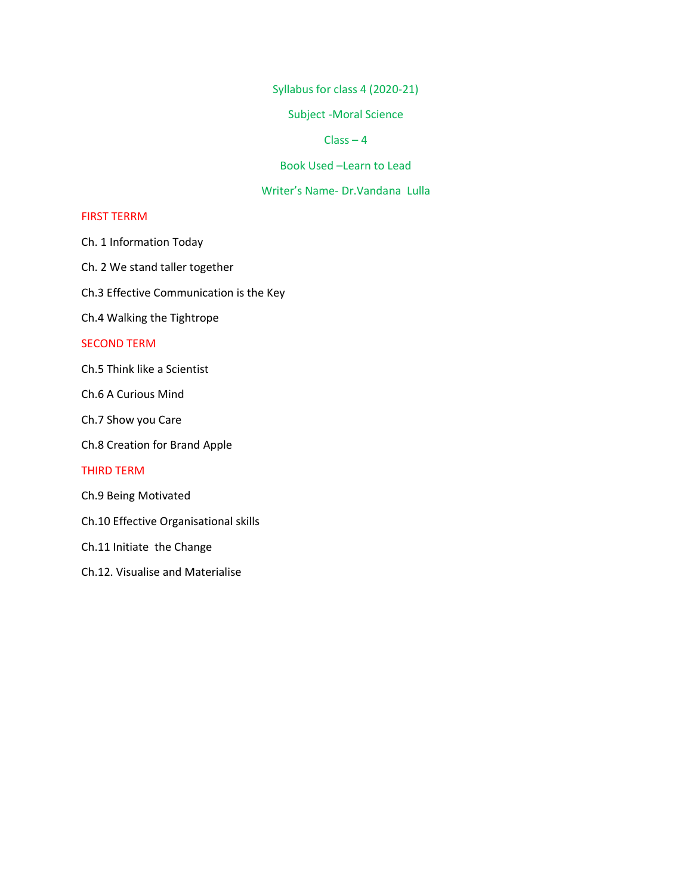Syllabus for class 4 (2020-21)

Subject -Moral Science

Class – 4

Book Used –Learn to Lead

Writer's Name- Dr.Vandana Lulla

## FIRST TERRM

Ch. 1 Information Today

Ch. 2 We stand taller together

Ch.3 Effective Communication is the Key

Ch.4 Walking the Tightrope

## SECOND TERM

Ch.5 Think like a Scientist

Ch.6 A Curious Mind

Ch.7 Show you Care

Ch.8 Creation for Brand Apple

## THIRD TERM

Ch.9 Being Motivated

Ch.10 Effective Organisational skills

Ch.11 Initiate the Change

Ch.12. Visualise and Materialise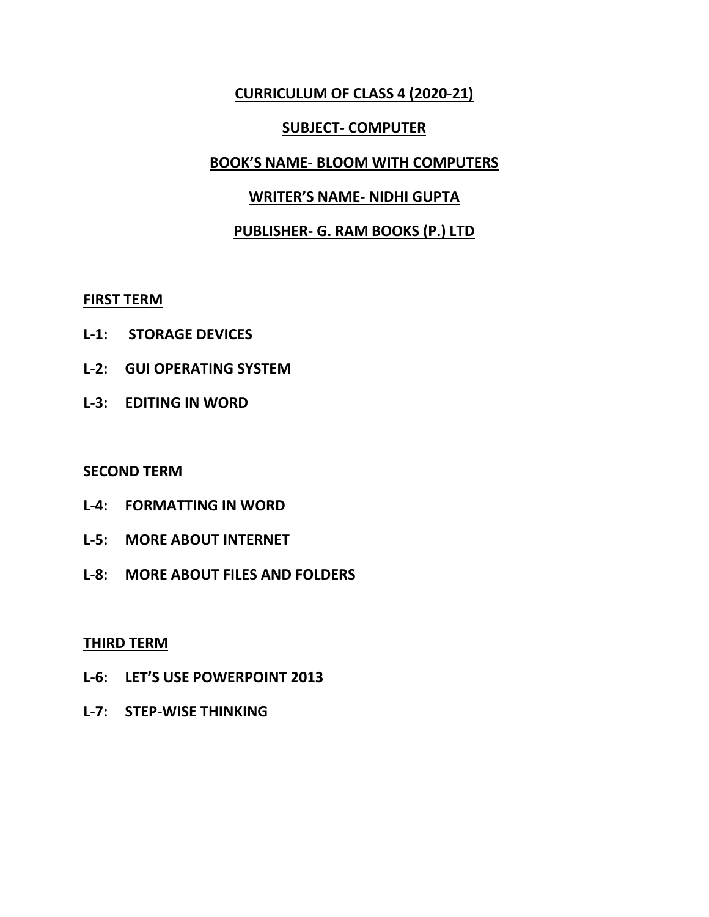# CURRICULUM OF CLASS 4 (2020-21)

## SUBJECT- COMPUTER

## BOOK'S NAME- BLOOM WITH COMPUTERS

## WRITER'S NAME- NIDHI GUPTA

## PUBLISHER- G. RAM BOOKS (P.) LTD

### FIRST TERM

**L-1: STORAGE DEVICES**

**L-2: GUI OPERATING SYSTEM**

**L-3: EDITING IN WORD**

### SECOND TERM

**L-4: FORMATTING IN WORD**

**L-5: MORE ABOUT INTERNET**

**L-8: MORE ABOUT FILES AND FOLDERS**

### THIRD TERM

**L-6: LET'S USE POWERPOINT 2013**

**L-7: STEP-WISE THINKING**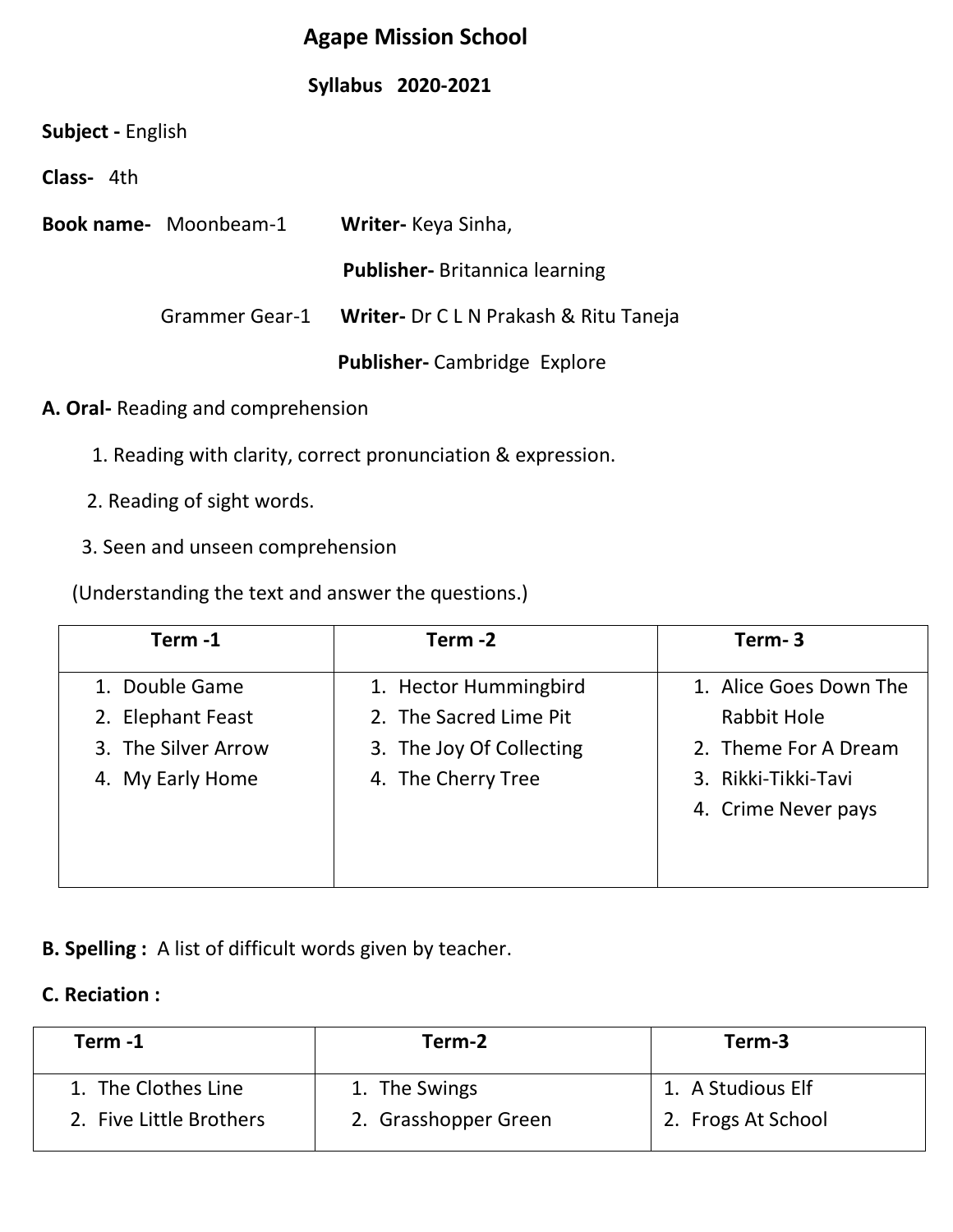# Agape Mission School

## Syllabus 2020-2021

**Subject -** English

**Class-** 4th

**Book name-** Moonbeam-1 **Writer-** Keya Sinha,

**Publisher-** Britannica learning

Grammer Gear-1 **Writer-** Dr C L N Prakash & Ritu Taneja

**Publisher-** Cambridge Explore

**A. Oral-** Reading and comprehension

1. Reading with clarity, correct pronunciation & expression.
2. Reading of sight words.
3. Seen and unseen comprehension

(Understanding the text and answer the questions.)

| Term -1 | Term -2 | Term- 3 |
|---|---|---|
| 1. Double Game<br>2. Elephant Feast<br>3. The Silver Arrow<br>4. My Early Home | 1. Hector Hummingbird<br>2. The Sacred Lime Pit<br>3. The Joy Of Collecting<br>4. The Cherry Tree | 1. Alice Goes Down The Rabbit Hole<br>2. Theme For A Dream<br>3. Rikki-Tikki-Tavi<br>4. Crime Never pays |

**B. Spelling :** A list of difficult words given by teacher.

**C. Reciation :**

| Term -1 | Term-2 | Term-3 |
|---|---|---|
| 1. The Clothes Line<br>2. Five Little Brothers | 1. The Swings<br>2. Grasshopper Green | 1. A Studious Elf<br>2. Frogs At School |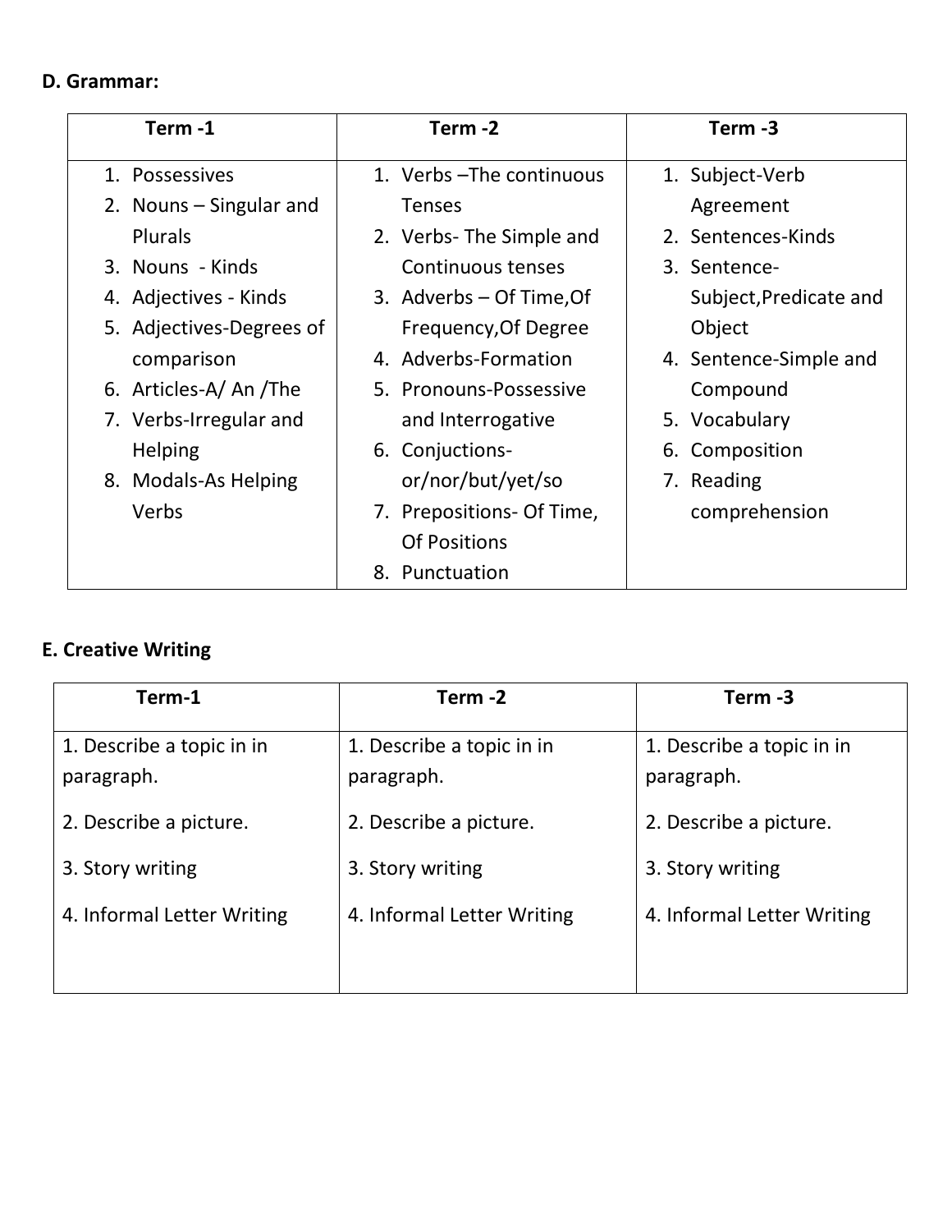**D. Grammar:**

| Term -1 | Term -2 | Term -3 |
|---|---|---|
| 1. Possessives<br>2. Nouns – Singular and Plurals<br>3. Nouns - Kinds<br>4. Adjectives - Kinds<br>5. Adjectives-Degrees of comparison<br>6. Articles-A/ An /The<br>7. Verbs-Irregular and Helping<br>8. Modals-As Helping Verbs | 1. Verbs –The continuous Tenses<br>2. Verbs- The Simple and Continuous tenses<br>3. Adverbs – Of Time,Of Frequency,Of Degree<br>4. Adverbs-Formation<br>5. Pronouns-Possessive and Interrogative<br>6. Conjuctions- or/nor/but/yet/so<br>7. Prepositions- Of Time, Of Positions<br>8. Punctuation | 1. Subject-Verb Agreement<br>2. Sentences-Kinds<br>3. Sentence- Subject,Predicate and Object<br>4. Sentence-Simple and Compound<br>5. Vocabulary<br>6. Composition<br>7. Reading comprehension |

**E. Creative Writing**

| Term-1 | Term -2 | Term -3 |
|---|---|---|
| 1. Describe a topic in in paragraph.<br>2. Describe a picture.<br>3. Story writing<br>4. Informal Letter Writing | 1. Describe a topic in in paragraph.<br>2. Describe a picture.<br>3. Story writing<br>4. Informal Letter Writing | 1. Describe a topic in in paragraph.<br>2. Describe a picture.<br>3. Story writing<br>4. Informal Letter Writing |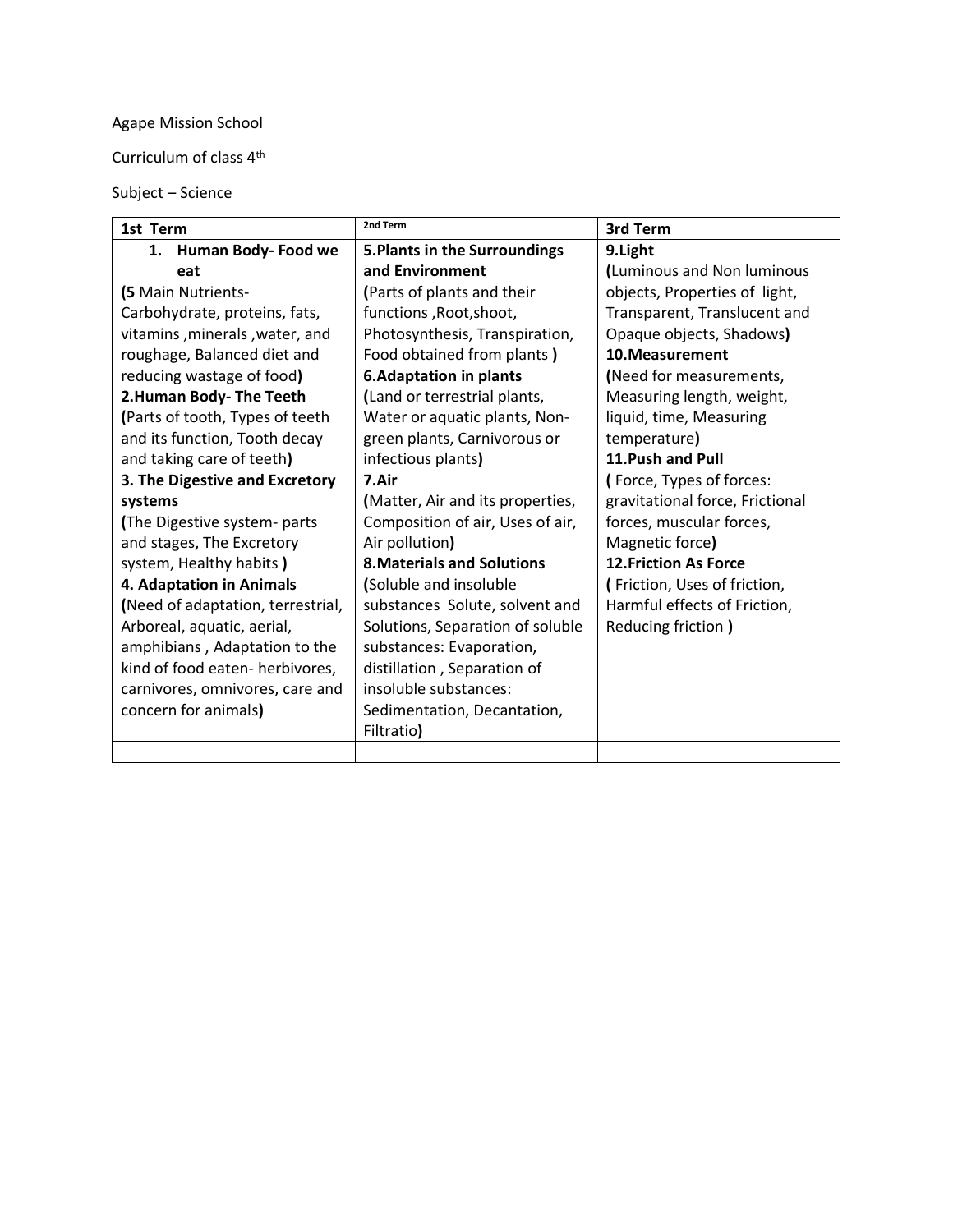Agape Mission School

Curriculum of class 4th

Subject – Science

| 1st Term | 2nd Term | 3rd Term |
|---|---|---|
| **1. Human Body- Food we eat** **(**5 Main Nutrients- Carbohydrate, proteins, fats, vitamins ,minerals ,water, and roughage, Balanced diet and reducing wastage of food**)** **2.Human Body- The Teeth** **(**Parts of tooth, Types of teeth and its function, Tooth decay and taking care of teeth**)** **3. The Digestive and Excretory systems** **(**The Digestive system- parts and stages, The Excretory system, Healthy habits **)** **4. Adaptation in Animals** **(**Need of adaptation, terrestrial, Arboreal, aquatic, aerial, amphibians , Adaptation to the kind of food eaten- herbivores, carnivores, omnivores, care and concern for animals**)** | **5.Plants in the Surroundings and Environment** **(**Parts of plants and their functions ,Root,shoot, Photosynthesis, Transpiration, Food obtained from plants **)** **6.Adaptation in plants** **(**Land or terrestrial plants, Water or aquatic plants, Non-green plants, Carnivorous or infectious plants**)** **7.Air** **(**Matter, Air and its properties, Composition of air, Uses of air, Air pollution**)** **8.Materials and Solutions** **(**Soluble and insoluble substances Solute, solvent and Solutions, Separation of soluble substances: Evaporation, distillation , Separation of insoluble substances: Sedimentation, Decantation, Filtratio**)** | **9.Light** **(**Luminous and Non luminous objects, Properties of light, Transparent, Translucent and Opaque objects, Shadows**)** **10.Measurement** **(**Need for measurements, Measuring length, weight, liquid, time, Measuring temperature**)** **11.Push and Pull** **(** Force, Types of forces: gravitational force, Frictional forces, muscular forces, Magnetic force**)** **12.Friction As Force** **(** Friction, Uses of friction, Harmful effects of Friction, Reducing friction **)** |
| | | |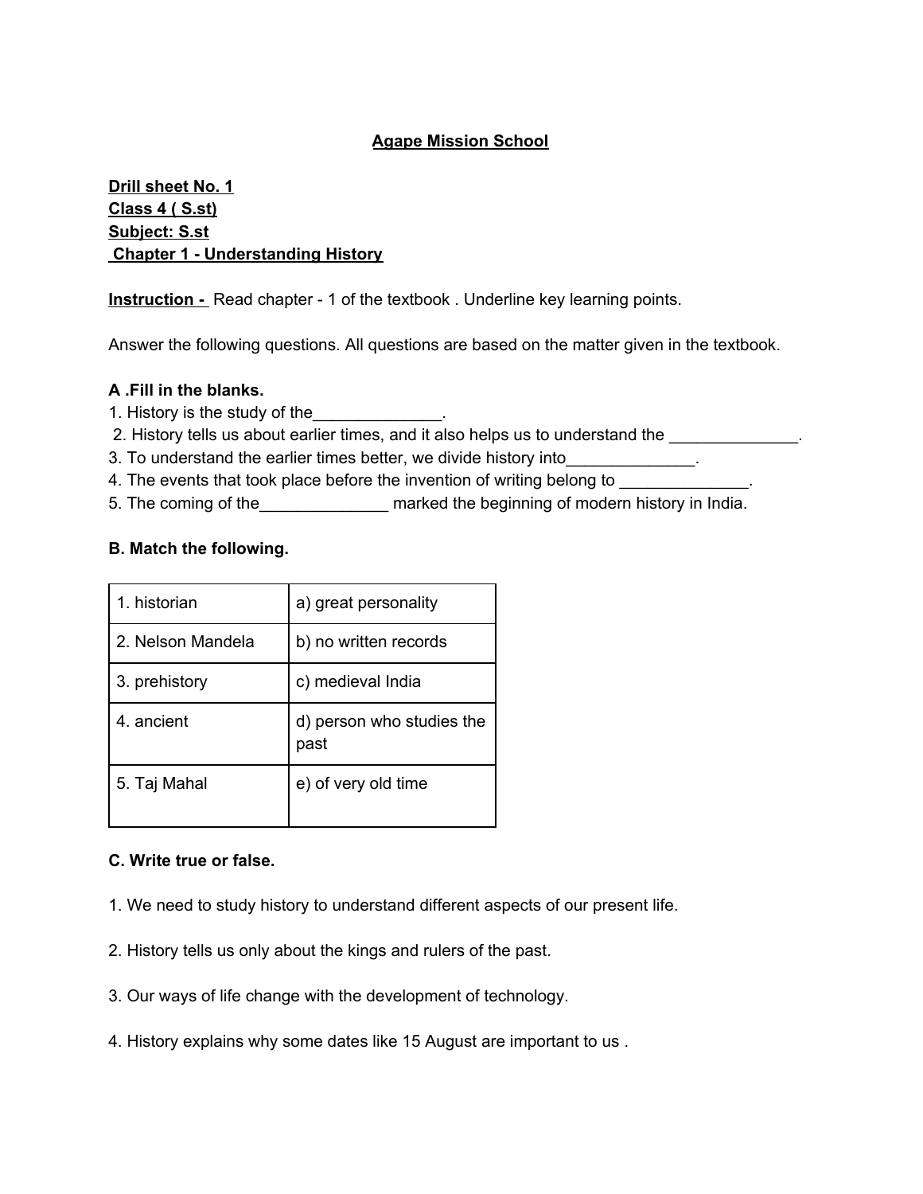**Agape Mission School**

**Drill sheet No. 1**
**Class 4 ( S.st)**
**Subject: S.st**
**Chapter 1 - Understanding History**

**Instruction -** Read chapter - 1 of the textbook . Underline key learning points.

Answer the following questions. All questions are based on the matter given in the textbook.

**A .Fill in the blanks.**

1. History is the study of the______________.
2. History tells us about earlier times, and it also helps us to understand the ______________.
3. To understand the earlier times better, we divide history into______________.
4. The events that took place before the invention of writing belong to ______________.
5. The coming of the______________ marked the beginning of modern history in India.

**B. Match the following.**

| | |
|---|---|
| 1. historian | a) great personality |
| 2. Nelson Mandela | b) no written records |
| 3. prehistory | c) medieval India |
| 4. ancient | d) person who studies the past |
| 5. Taj Mahal | e) of very old time |

**C. Write true or false.**

1. We need to study history to understand different aspects of our present life.
2. History tells us only about the kings and rulers of the past.
3. Our ways of life change with the development of technology.
4. History explains why some dates like 15 August are important to us .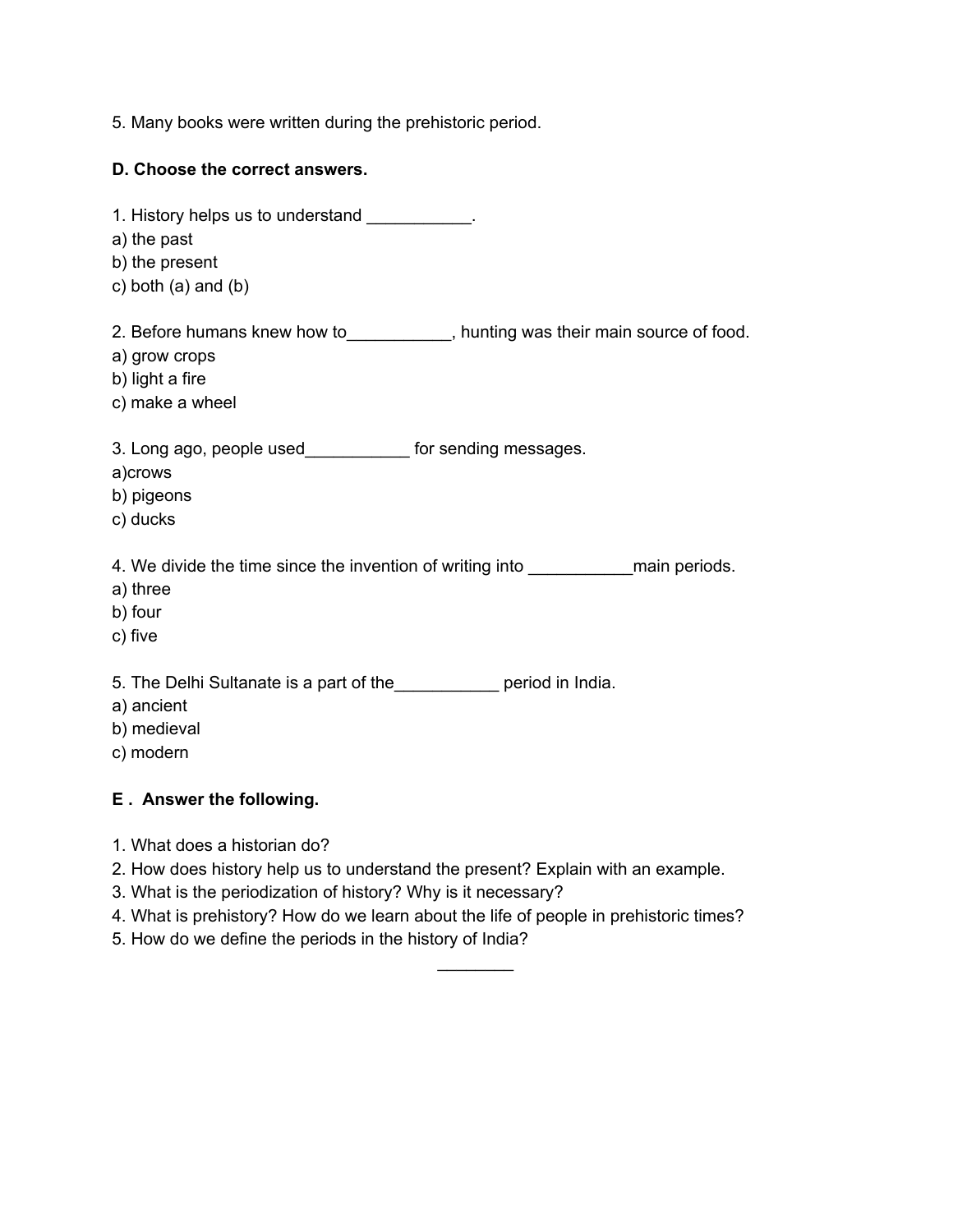5. Many books were written during the prehistoric period.

**D. Choose the correct answers.**

1. History helps us to understand ___________.
a) the past
b) the present
c) both (a) and (b)

2. Before humans knew how to___________, hunting was their main source of food.
a) grow crops
b) light a fire
c) make a wheel

3. Long ago, people used___________ for sending messages.
a)crows
b) pigeons
c) ducks

4. We divide the time since the invention of writing into ___________main periods.
a) three
b) four
c) five

5. The Delhi Sultanate is a part of the___________ period in India.
a) ancient
b) medieval
c) modern

**E . Answer the following.**

1. What does a historian do?
2. How does history help us to understand the present? Explain with an example.
3. What is the periodization of history? Why is it necessary?
4. What is prehistory? How do we learn about the life of people in prehistoric times?
5. How do we define the periods in the history of India?

________